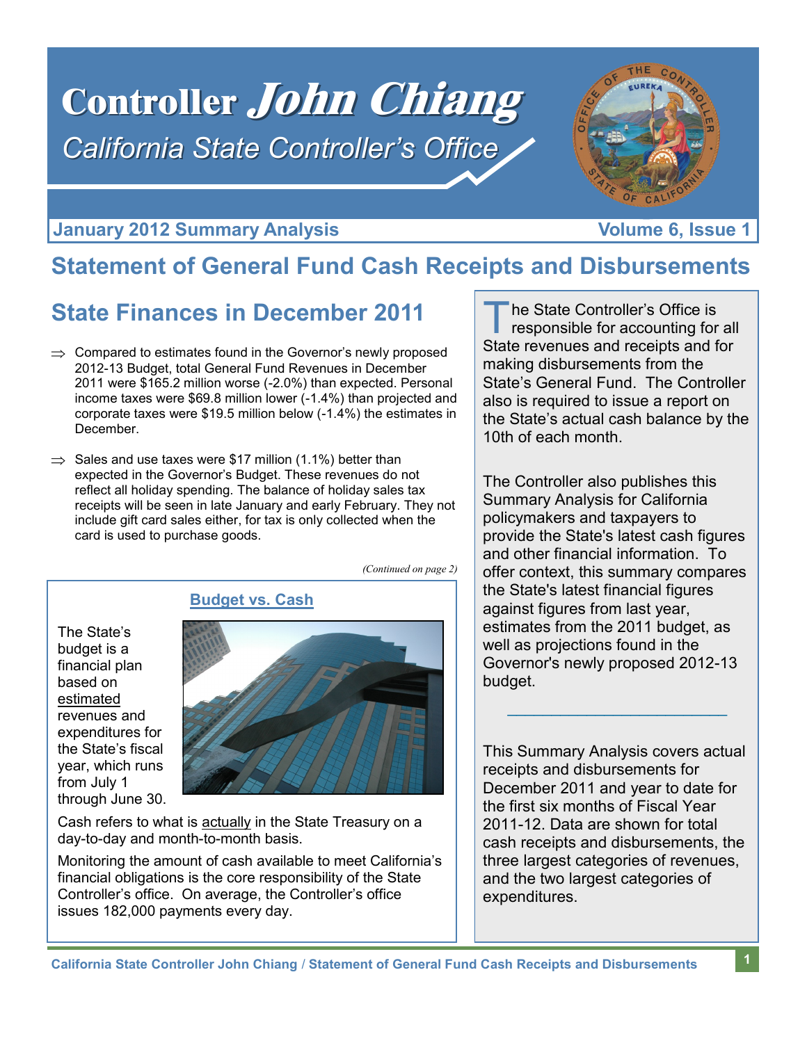# Controller *John Chiang*

*California State Controller's Office*

**January 2012 Summary Analysis** **Volume 6, Issue 1**

## Statement of General Fund Cash Receipts and Disbursements

## State Finances in December 2011

⇒ Compared to estimates found in the Governor's newly proposed 2012-13 Budget, total General Fund Revenues in December 2011 were $165.2 million worse (-2.0%) than expected. Personal income taxes were $69.8 million lower (-1.4%) than projected and corporate taxes were $19.5 million below (-1.4%) the estimates in December.

⇒ Sales and use taxes were $17 million (1.1%) better than expected in the Governor's Budget. These revenues do not reflect all holiday spending. The balance of holiday sales tax receipts will be seen in late January and early February. They not include gift card sales either, for tax is only collected when the card is used to purchase goods.

*(Continued on page 2)*

### Budget vs. Cash

The State's budget is a financial plan based on estimated revenues and expenditures for the State's fiscal year, which runs from July 1 through June 30.

Cash refers to what is actually in the State Treasury on a day-to-day and month-to-month basis.

Monitoring the amount of cash available to meet California's financial obligations is the core responsibility of the State Controller's office. On average, the Controller's office issues 182,000 payments every day.

The State Controller's Office is responsible for accounting for all State revenues and receipts and for making disbursements from the State's General Fund. The Controller also is required to issue a report on the State's actual cash balance by the 10th of each month.

The Controller also publishes this Summary Analysis for California policymakers and taxpayers to provide the State's latest cash figures and other financial information. To offer context, this summary compares the State's latest financial figures against figures from last year, estimates from the 2011 budget, as well as projections found in the Governor's newly proposed 2012-13 budget.

This Summary Analysis covers actual receipts and disbursements for December 2011 and year to date for the first six months of Fiscal Year 2011-12. Data are shown for total cash receipts and disbursements, the three largest categories of revenues, and the two largest categories of expenditures.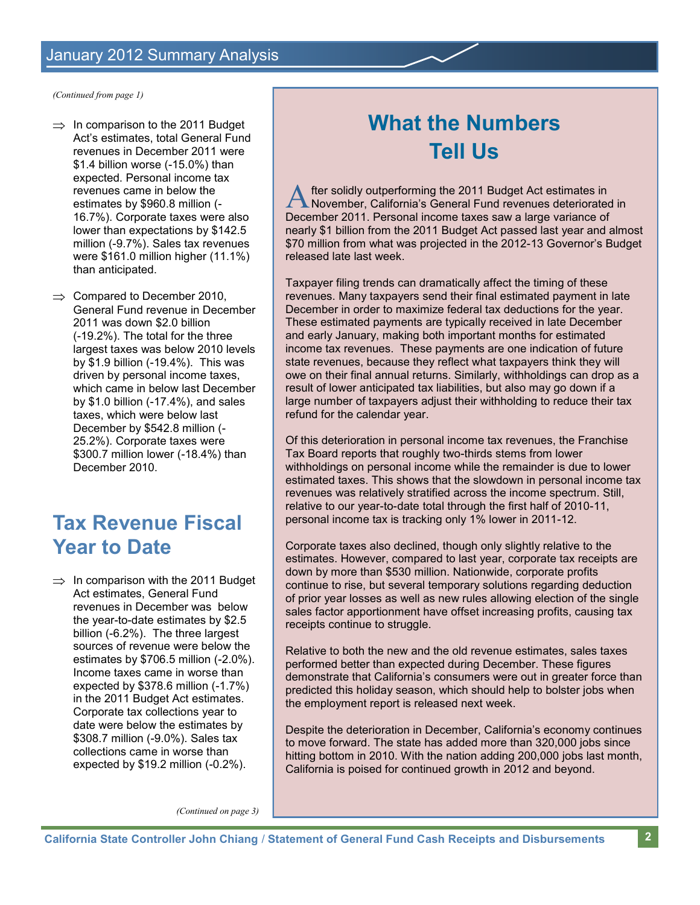*(Continued from page 1)*

- In comparison to the 2011 Budget Act's estimates, total General Fund revenues in December 2011 were $1.4 billion worse (-15.0%) than expected. Personal income tax revenues came in below the estimates by $960.8 million (-16.7%). Corporate taxes were also lower than expectations by $142.5 million (-9.7%). Sales tax revenues were $161.0 million higher (11.1%) than anticipated.

- Compared to December 2010, General Fund revenue in December 2011 was down $2.0 billion (-19.2%). The total for the three largest taxes was below 2010 levels by $1.9 billion (-19.4%). This was driven by personal income taxes, which came in below last December by $1.0 billion (-17.4%), and sales taxes, which were below last December by $542.8 million (-25.2%). Corporate taxes were $300.7 million lower (-18.4%) than December 2010.

## Tax Revenue Fiscal Year to Date

- In comparison with the 2011 Budget Act estimates, General Fund revenues in December was below the year-to-date estimates by $2.5 billion (-6.2%). The three largest sources of revenue were below the estimates by $706.5 million (-2.0%). Income taxes came in worse than expected by $378.6 million (-1.7%) in the 2011 Budget Act estimates. Corporate tax collections year to date were below the estimates by $308.7 million (-9.0%). Sales tax collections came in worse than expected by $19.2 million (-0.2%).

*(Continued on page 3)*

## What the Numbers Tell Us

After solidly outperforming the 2011 Budget Act estimates in November, California's General Fund revenues deteriorated in December 2011. Personal income taxes saw a large variance of nearly $1 billion from the 2011 Budget Act passed last year and almost $70 million from what was projected in the 2012-13 Governor's Budget released late last week.

Taxpayer filing trends can dramatically affect the timing of these revenues. Many taxpayers send their final estimated payment in late December in order to maximize federal tax deductions for the year. These estimated payments are typically received in late December and early January, making both important months for estimated income tax revenues. These payments are one indication of future state revenues, because they reflect what taxpayers think they will owe on their final annual returns. Similarly, withholdings can drop as a result of lower anticipated tax liabilities, but also may go down if a large number of taxpayers adjust their withholding to reduce their tax refund for the calendar year.

Of this deterioration in personal income tax revenues, the Franchise Tax Board reports that roughly two-thirds stems from lower withholdings on personal income while the remainder is due to lower estimated taxes. This shows that the slowdown in personal income tax revenues was relatively stratified across the income spectrum. Still, relative to our year-to-date total through the first half of 2010-11, personal income tax is tracking only 1% lower in 2011-12.

Corporate taxes also declined, though only slightly relative to the estimates. However, compared to last year, corporate tax receipts are down by more than $530 million. Nationwide, corporate profits continue to rise, but several temporary solutions regarding deduction of prior year losses as well as new rules allowing election of the single sales factor apportionment have offset increasing profits, causing tax receipts continue to struggle.

Relative to both the new and the old revenue estimates, sales taxes performed better than expected during December. These figures demonstrate that California's consumers were out in greater force than predicted this holiday season, which should help to bolster jobs when the employment report is released next week.

Despite the deterioration in December, California's economy continues to move forward. The state has added more than 320,000 jobs since hitting bottom in 2010. With the nation adding 200,000 jobs last month, California is poised for continued growth in 2012 and beyond.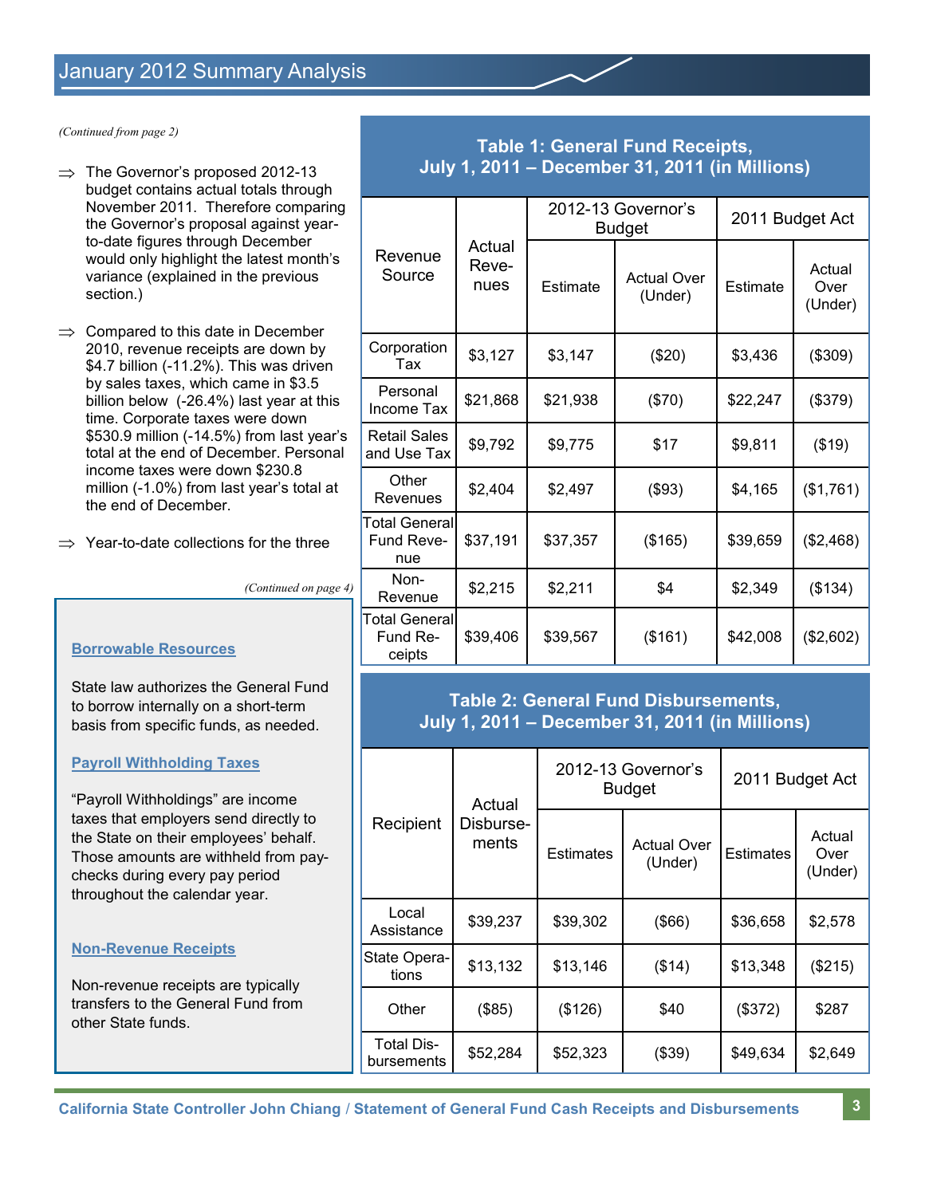# January 2012 Summary Analysis

*(Continued from page 2)*

- ⇒ The Governor's proposed 2012-13 budget contains actual totals through November 2011. Therefore comparing the Governor's proposal against year-to-date figures through December would only highlight the latest month's variance (explained in the previous section.)

- ⇒ Compared to this date in December 2010, revenue receipts are down by $4.7 billion (-11.2%). This was driven by sales taxes, which came in $3.5 billion below (-26.4%) last year at this time. Corporate taxes were down $530.9 million (-14.5%) from last year's total at the end of December. Personal income taxes were down $230.8 million (-1.0%) from last year's total at the end of December.

- ⇒ Year-to-date collections for the three

*(Continued on page 4)*

**Borrowable Resources**

State law authorizes the General Fund to borrow internally on a short-term basis from specific funds, as needed.

**Payroll Withholding Taxes**

"Payroll Withholdings" are income taxes that employers send directly to the State on their employees' behalf. Those amounts are withheld from paychecks during every pay period throughout the calendar year.

**Non-Revenue Receipts**

Non-revenue receipts are typically transfers to the General Fund from other State funds.

**Table 1: General Fund Receipts, July 1, 2011 – December 31, 2011 (in Millions)**

| Revenue Source | Actual Revenues | 2012-13 Governor's Budget | | 2011 Budget Act | |
|---|---|---|---|---|---|
| | | Estimate | Actual Over (Under) | Estimate | Actual Over (Under) |
| Corporation Tax | $3,127 | $3,147 | ($20) | $3,436 | ($309) |
| Personal Income Tax | $21,868 | $21,938 | ($70) | $22,247 | ($379) |
| Retail Sales and Use Tax | $9,792 | $9,775 | $17 | $9,811 | ($19) |
| Other Revenues | $2,404 | $2,497 | ($93) | $4,165 | ($1,761) |
| Total General Fund Revenue | $37,191 | $37,357 | ($165) | $39,659 | ($2,468) |
| Non-Revenue | $2,215 | $2,211 | $4 | $2,349 | ($134) |
| Total General Fund Receipts | $39,406 | $39,567 | ($161) | $42,008 | ($2,602) |

**Table 2: General Fund Disbursements, July 1, 2011 – December 31, 2011 (in Millions)**

| Recipient | Actual Disbursements | 2012-13 Governor's Budget | | 2011 Budget Act | |
|---|---|---|---|---|---|
| | | Estimates | Actual Over (Under) | Estimates | Actual Over (Under) |
| Local Assistance | $39,237 | $39,302 | ($66) | $36,658 | $2,578 |
| State Operations | $13,132 | $13,146 | ($14) | $13,348 | ($215) |
| Other | ($85) | ($126) | $40 | ($372) | $287 |
| Total Disbursements | $52,284 | $52,323 | ($39) | $49,634 | $2,649 |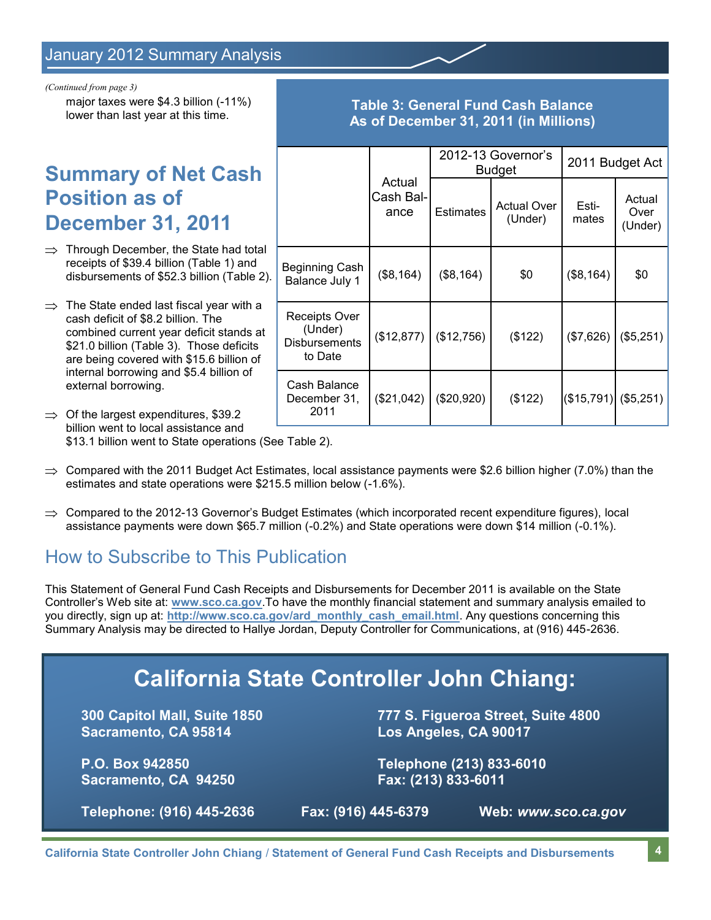*(Continued from page 3)*

major taxes were $4.3 billion (-11%) lower than last year at this time.

## Summary of Net Cash Position as of December 31, 2011

⇒ Through December, the State had total receipts of $39.4 billion (Table 1) and disbursements of $52.3 billion (Table 2).

⇒ The State ended last fiscal year with a cash deficit of $8.2 billion. The combined current year deficit stands at $21.0 billion (Table 3). Those deficits are being covered with $15.6 billion of internal borrowing and $5.4 billion of external borrowing.

⇒ Of the largest expenditures, $39.2 billion went to local assistance and $13.1 billion went to State operations (See Table 2).

**Table 3: General Fund Cash Balance As of December 31, 2011 (in Millions)**

| | Actual Cash Balance | 2012-13 Governor's Budget | | 2011 Budget Act | |
|---|---|---|---|---|---|
| | | Estimates | Actual Over (Under) | Estimates | Actual Over (Under) |
| Beginning Cash Balance July 1 | ($8,164) | ($8,164) | $0 | ($8,164) | $0 |
| Receipts Over (Under) Disbursements to Date | ($12,877) | ($12,756) | ($122) | ($7,626) | ($5,251) |
| Cash Balance December 31, 2011 | ($21,042) | ($20,920) | ($122) | ($15,791) | ($5,251) |

⇒ Compared with the 2011 Budget Act Estimates, local assistance payments were $2.6 billion higher (7.0%) than the estimates and state operations were $215.5 million below (-1.6%).

⇒ Compared to the 2012-13 Governor's Budget Estimates (which incorporated recent expenditure figures), local assistance payments were down $65.7 million (-0.2%) and State operations were down $14 million (-0.1%).

## How to Subscribe to This Publication

This Statement of General Fund Cash Receipts and Disbursements for December 2011 is available on the State Controller's Web site at: **www.sco.ca.gov**.To have the monthly financial statement and summary analysis emailed to you directly, sign up at: **http://www.sco.ca.gov/ard_monthly_cash_email.html**. Any questions concerning this Summary Analysis may be directed to Hallye Jordan, Deputy Controller for Communications, at (916) 445-2636.

## California State Controller John Chiang:

**300 Capitol Mall, Suite 1850**
**Sacramento, CA 95814**

**P.O. Box 942850**
**Sacramento, CA 94250**

**777 S. Figueroa Street, Suite 4800**
**Los Angeles, CA 90017**

**Telephone (213) 833-6010**
**Fax: (213) 833-6011**

**Telephone: (916) 445-2636** **Fax: (916) 445-6379** **Web: *www.sco.ca.gov***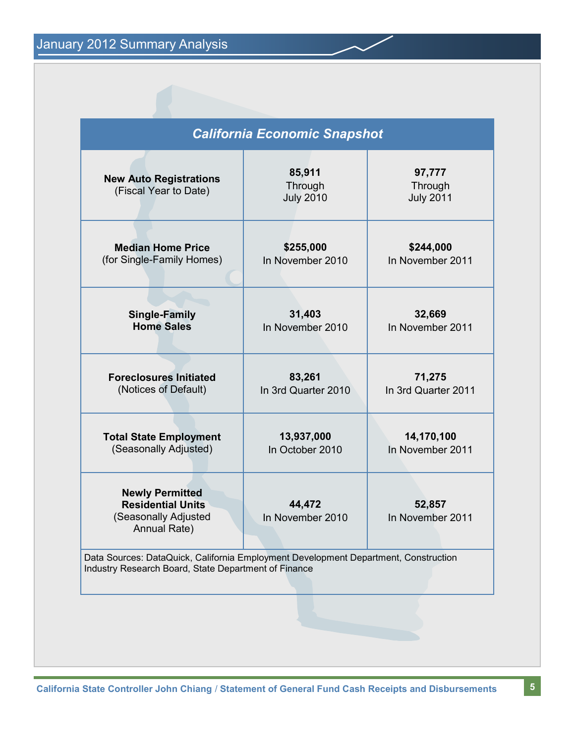# California Economic Snapshot

| | | |
|---|---|---|
| **New Auto Registrations** (Fiscal Year to Date) | **85,911** Through July 2010 | **97,777** Through July 2011 |
| **Median Home Price** (for Single-Family Homes) | **$255,000** In November 2010 | **$244,000** In November 2011 |
| **Single-Family Home Sales** | **31,403** In November 2010 | **32,669** In November 2011 |
| **Foreclosures Initiated** (Notices of Default) | **83,261** In 3rd Quarter 2010 | **71,275** In 3rd Quarter 2011 |
| **Total State Employment** (Seasonally Adjusted) | **13,937,000** In October 2010 | **14,170,100** In November 2011 |
| **Newly Permitted Residential Units** (Seasonally Adjusted Annual Rate) | **44,472** In November 2010 | **52,857** In November 2011 |

Data Sources: DataQuick, California Employment Development Department, Construction Industry Research Board, State Department of Finance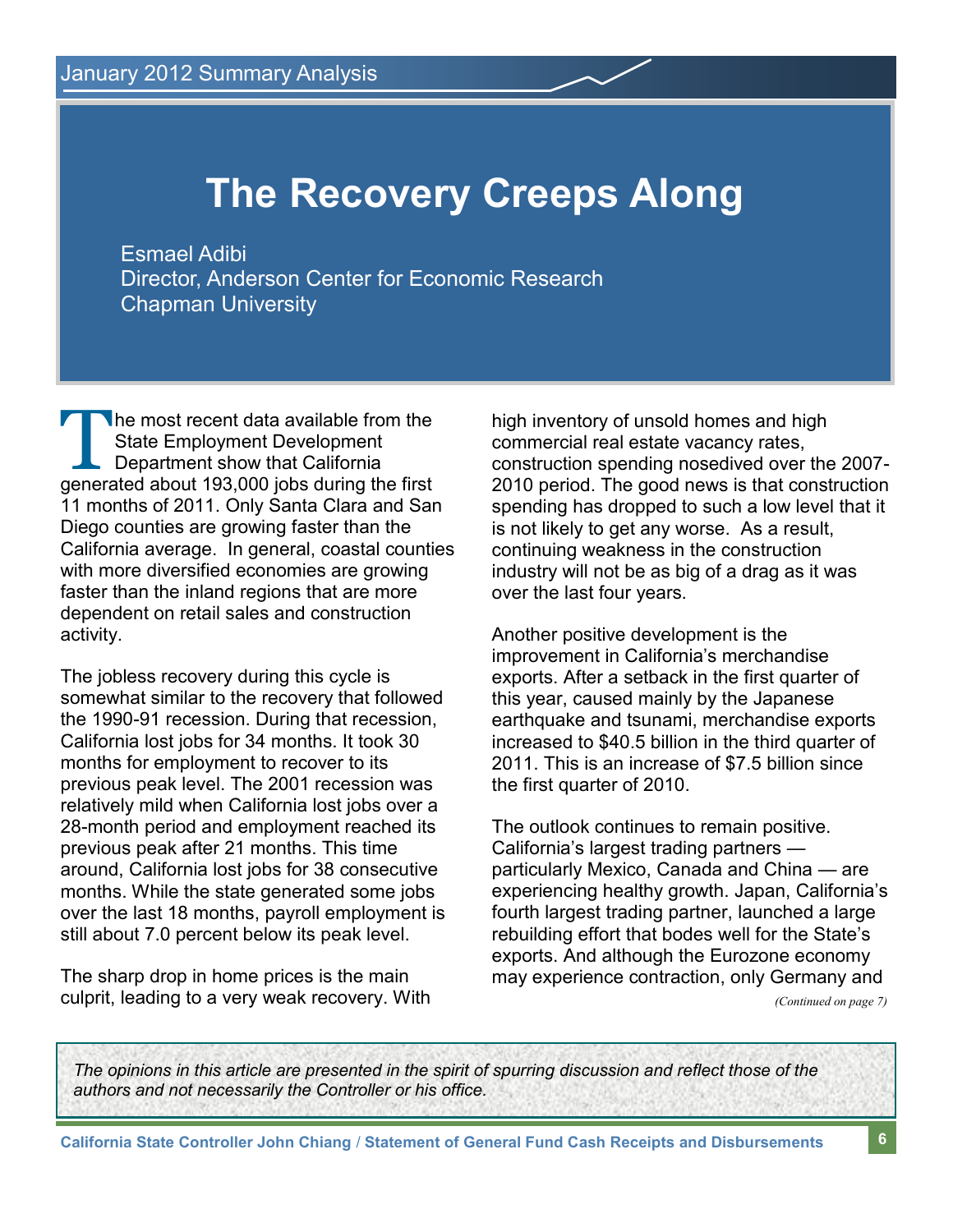January 2012 Summary Analysis

# The Recovery Creeps Along

Esmael Adibi
Director, Anderson Center for Economic Research
Chapman University

The most recent data available from the State Employment Development Department show that California generated about 193,000 jobs during the first 11 months of 2011. Only Santa Clara and San Diego counties are growing faster than the California average. In general, coastal counties with more diversified economies are growing faster than the inland regions that are more dependent on retail sales and construction activity.

The jobless recovery during this cycle is somewhat similar to the recovery that followed the 1990-91 recession. During that recession, California lost jobs for 34 months. It took 30 months for employment to recover to its previous peak level. The 2001 recession was relatively mild when California lost jobs over a 28-month period and employment reached its previous peak after 21 months. This time around, California lost jobs for 38 consecutive months. While the state generated some jobs over the last 18 months, payroll employment is still about 7.0 percent below its peak level.

The sharp drop in home prices is the main culprit, leading to a very weak recovery. With high inventory of unsold homes and high commercial real estate vacancy rates, construction spending nosedived over the 2007-2010 period. The good news is that construction spending has dropped to such a low level that it is not likely to get any worse. As a result, continuing weakness in the construction industry will not be as big of a drag as it was over the last four years.

Another positive development is the improvement in California's merchandise exports. After a setback in the first quarter of this year, caused mainly by the Japanese earthquake and tsunami, merchandise exports increased to $40.5 billion in the third quarter of 2011. This is an increase of $7.5 billion since the first quarter of 2010.

The outlook continues to remain positive. California's largest trading partners — particularly Mexico, Canada and China — are experiencing healthy growth. Japan, California's fourth largest trading partner, launched a large rebuilding effort that bodes well for the State's exports. And although the Eurozone economy may experience contraction, only Germany and

*(Continued on page 7)*

*The opinions in this article are presented in the spirit of spurring discussion and reflect those of the authors and not necessarily the Controller or his office.*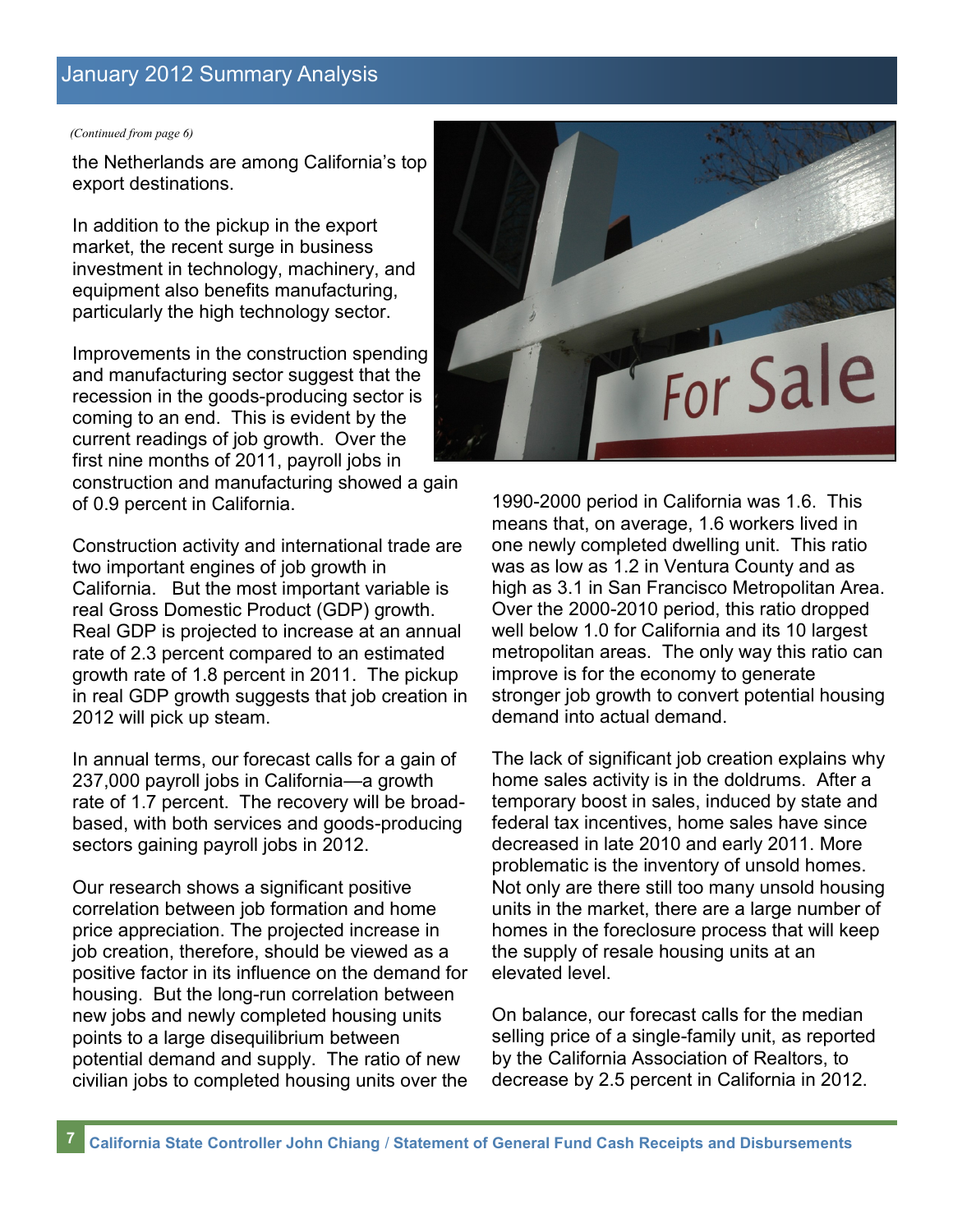## January 2012 Summary Analysis

*(Continued from page 6)*

the Netherlands are among California's top export destinations.

In addition to the pickup in the export market, the recent surge in business investment in technology, machinery, and equipment also benefits manufacturing, particularly the high technology sector.

Improvements in the construction spending and manufacturing sector suggest that the recession in the goods-producing sector is coming to an end. This is evident by the current readings of job growth. Over the first nine months of 2011, payroll jobs in construction and manufacturing showed a gain of 0.9 percent in California.

Construction activity and international trade are two important engines of job growth in California. But the most important variable is real Gross Domestic Product (GDP) growth. Real GDP is projected to increase at an annual rate of 2.3 percent compared to an estimated growth rate of 1.8 percent in 2011. The pickup in real GDP growth suggests that job creation in 2012 will pick up steam.

In annual terms, our forecast calls for a gain of 237,000 payroll jobs in California—a growth rate of 1.7 percent. The recovery will be broad-based, with both services and goods-producing sectors gaining payroll jobs in 2012.

Our research shows a significant positive correlation between job formation and home price appreciation. The projected increase in job creation, therefore, should be viewed as a positive factor in its influence on the demand for housing. But the long-run correlation between new jobs and newly completed housing units points to a large disequilibrium between potential demand and supply. The ratio of new civilian jobs to completed housing units over the 1990-2000 period in California was 1.6. This means that, on average, 1.6 workers lived in one newly completed dwelling unit. This ratio was as low as 1.2 in Ventura County and as high as 3.1 in San Francisco Metropolitan Area. Over the 2000-2010 period, this ratio dropped well below 1.0 for California and its 10 largest metropolitan areas. The only way this ratio can improve is for the economy to generate stronger job growth to convert potential housing demand into actual demand.

The lack of significant job creation explains why home sales activity is in the doldrums. After a temporary boost in sales, induced by state and federal tax incentives, home sales have since decreased in late 2010 and early 2011. More problematic is the inventory of unsold homes. Not only are there still too many unsold housing units in the market, there are a large number of homes in the foreclosure process that will keep the supply of resale housing units at an elevated level.

On balance, our forecast calls for the median selling price of a single-family unit, as reported by the California Association of Realtors, to decrease by 2.5 percent in California in 2012.